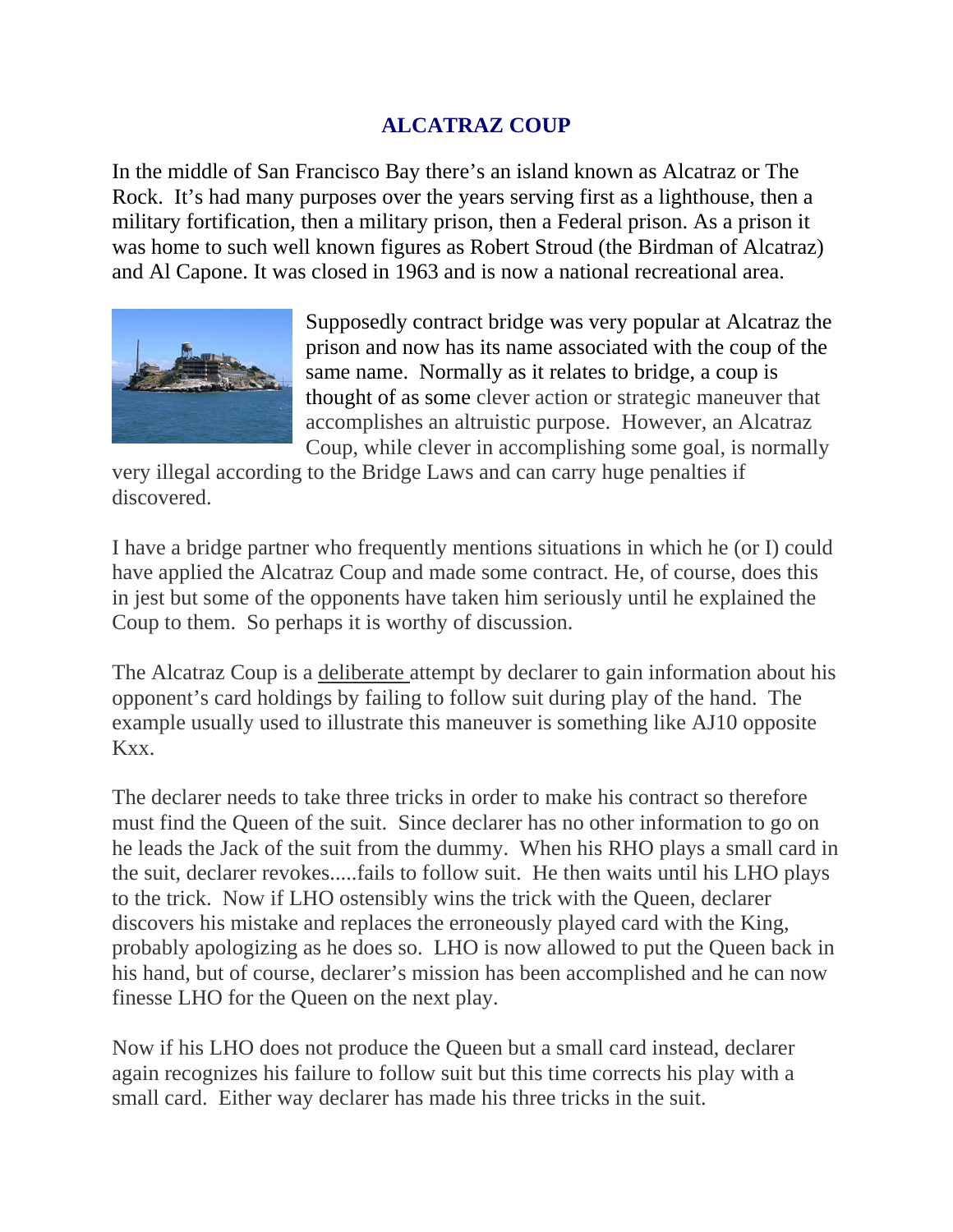# ALCATRAZ COUP

In the middle of San Francisco Bay there's an island known as Alcatraz or The Rock. It's had many purposes over the years serving first as a lighthouse, then a military fortification, then a military prison, then a Federal prison. As a prison it was home to such well known figures as Robert Stroud (the Birdman of Alcatraz) and Al Capone. It was closed in 1963 and is now a national recreational area.

Supposedly contract bridge was very popular at Alcatraz the prison and now has its name associated with the coup of the same name. Normally as it relates to bridge, a coup is thought of as some clever action or strategic maneuver that accomplishes an altruistic purpose. However, an Alcatraz Coup, while clever in accomplishing some goal, is normally very illegal according to the Bridge Laws and can carry huge penalties if discovered.

I have a bridge partner who frequently mentions situations in which he (or I) could have applied the Alcatraz Coup and made some contract. He, of course, does this in jest but some of the opponents have taken him seriously until he explained the Coup to them. So perhaps it is worthy of discussion.

The Alcatraz Coup is a <u>deliberate</u> attempt by declarer to gain information about his opponent's card holdings by failing to follow suit during play of the hand. The example usually used to illustrate this maneuver is something like AJ10 opposite Kxx.

The declarer needs to take three tricks in order to make his contract so therefore must find the Queen of the suit. Since declarer has no other information to go on he leads the Jack of the suit from the dummy. When his RHO plays a small card in the suit, declarer revokes.....fails to follow suit. He then waits until his LHO plays to the trick. Now if LHO ostensibly wins the trick with the Queen, declarer discovers his mistake and replaces the erroneously played card with the King, probably apologizing as he does so. LHO is now allowed to put the Queen back in his hand, but of course, declarer's mission has been accomplished and he can now finesse LHO for the Queen on the next play.

Now if his LHO does not produce the Queen but a small card instead, declarer again recognizes his failure to follow suit but this time corrects his play with a small card. Either way declarer has made his three tricks in the suit.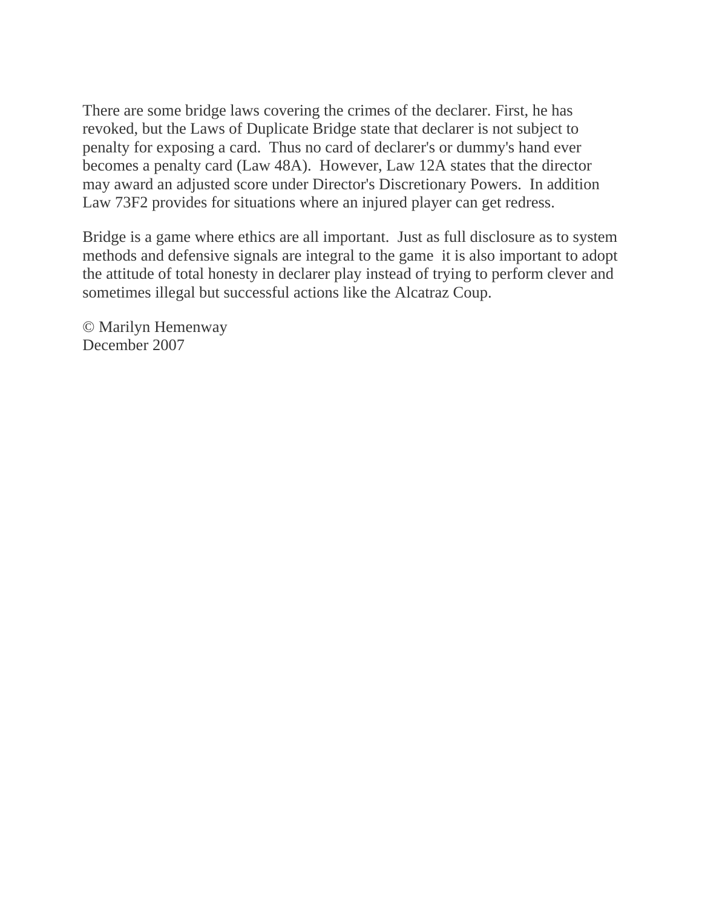There are some bridge laws covering the crimes of the declarer. First, he has revoked, but the Laws of Duplicate Bridge state that declarer is not subject to penalty for exposing a card. Thus no card of declarer's or dummy's hand ever becomes a penalty card (Law 48A). However, Law 12A states that the director may award an adjusted score under Director's Discretionary Powers. In addition Law 73F2 provides for situations where an injured player can get redress.

Bridge is a game where ethics are all important. Just as full disclosure as to system methods and defensive signals are integral to the game it is also important to adopt the attitude of total honesty in declarer play instead of trying to perform clever and sometimes illegal but successful actions like the Alcatraz Coup.

© Marilyn Hemenway
December 2007